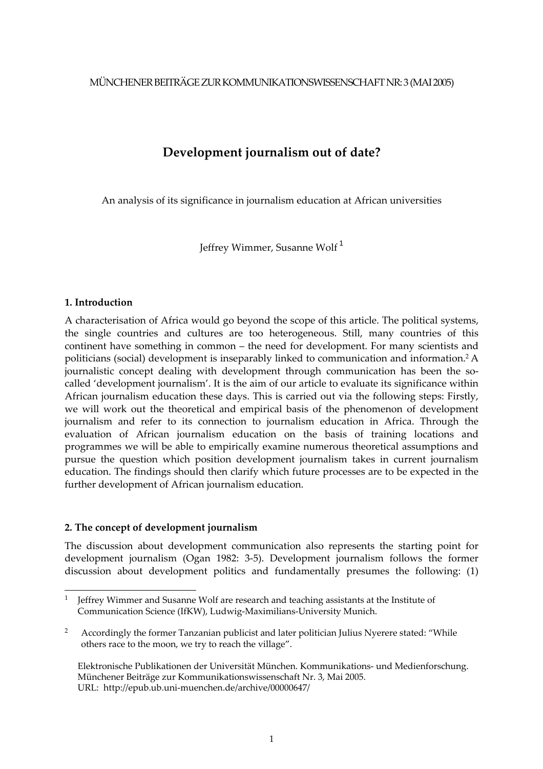MÜNCHENER BEITRÄGE ZUR KOMMUNIKATIONSWISSENSCHAFT NR: 3 (MAI 2005)

# Development journalism out of date?

An analysis of its significance in journalism education at African universities

Jeffrey Wimmer, Susanne Wolf [1]

## 1. Introduction

A characterisation of Africa would go beyond the scope of this article. The political systems, the single countries and cultures are too heterogeneous. Still, many countries of this continent have something in common – the need for development. For many scientists and politicians (social) development is inseparably linked to communication and information.[2] A journalistic concept dealing with development through communication has been the so-called 'development journalism'. It is the aim of our article to evaluate its significance within African journalism education these days. This is carried out via the following steps: Firstly, we will work out the theoretical and empirical basis of the phenomenon of development journalism and refer to its connection to journalism education in Africa. Through the evaluation of African journalism education on the basis of training locations and programmes we will be able to empirically examine numerous theoretical assumptions and pursue the question which position development journalism takes in current journalism education. The findings should then clarify which future processes are to be expected in the further development of African journalism education.

## 2. The concept of development journalism

The discussion about development communication also represents the starting point for development journalism (Ogan 1982: 3-5). Development journalism follows the former discussion about development politics and fundamentally presumes the following: (1)

---

[1] Jeffrey Wimmer and Susanne Wolf are research and teaching assistants at the Institute of Communication Science (IfKW), Ludwig-Maximilians-University Munich.

[2] Accordingly the former Tanzanian publicist and later politician Julius Nyerere stated: "While others race to the moon, we try to reach the village".

Elektronische Publikationen der Universität München. Kommunikations- und Medienforschung. Münchener Beiträge zur Kommunikationswissenschaft Nr. 3, Mai 2005.
URL: http://epub.ub.uni-muenchen.de/archive/00000647/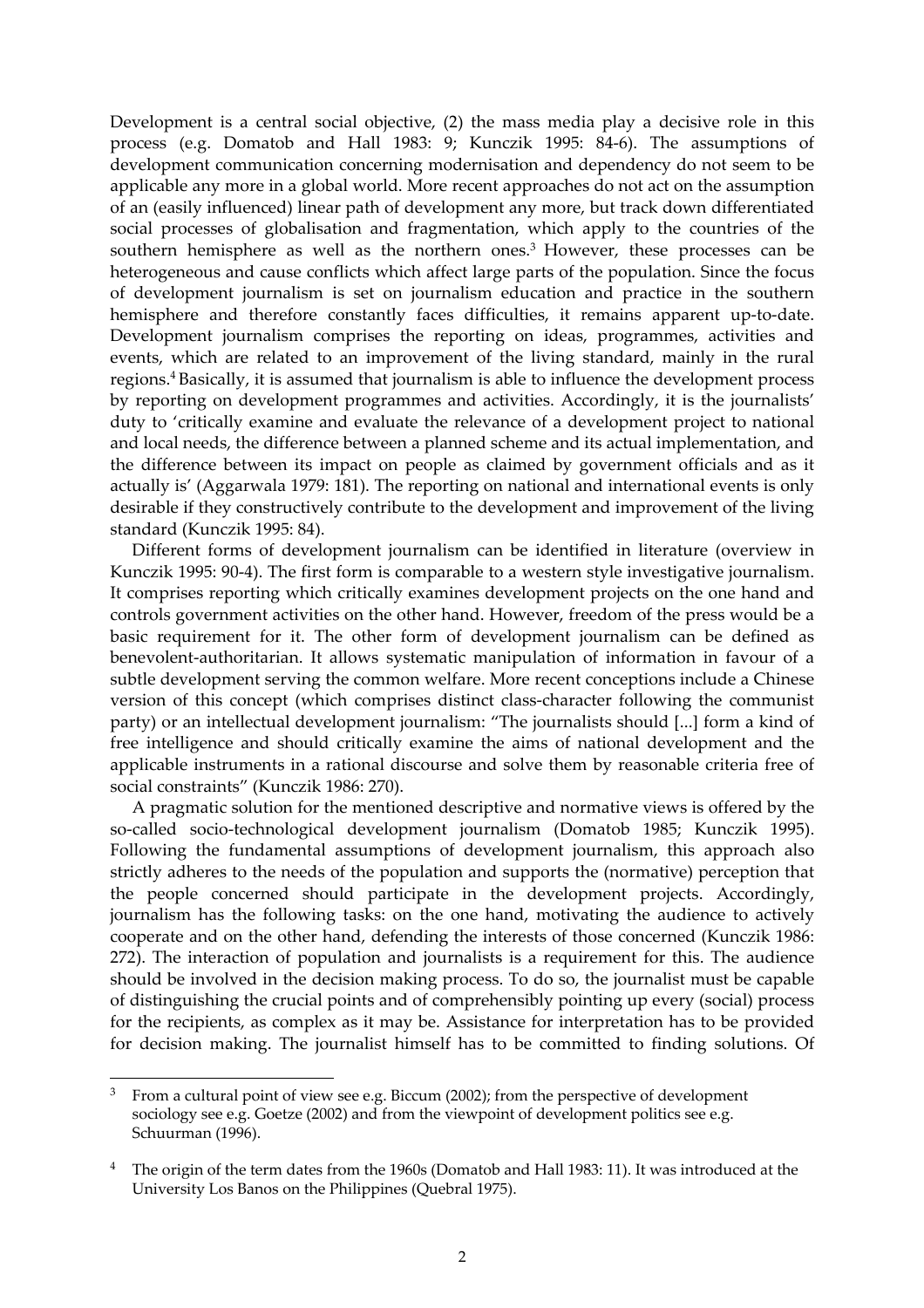Development is a central social objective, (2) the mass media play a decisive role in this process (e.g. Domatob and Hall 1983: 9; Kunczik 1995: 84-6). The assumptions of development communication concerning modernisation and dependency do not seem to be applicable any more in a global world. More recent approaches do not act on the assumption of an (easily influenced) linear path of development any more, but track down differentiated social processes of globalisation and fragmentation, which apply to the countries of the southern hemisphere as well as the northern ones.[3] However, these processes can be heterogeneous and cause conflicts which affect large parts of the population. Since the focus of development journalism is set on journalism education and practice in the southern hemisphere and therefore constantly faces difficulties, it remains apparent up-to-date. Development journalism comprises the reporting on ideas, programmes, activities and events, which are related to an improvement of the living standard, mainly in the rural regions.[4] Basically, it is assumed that journalism is able to influence the development process by reporting on development programmes and activities. Accordingly, it is the journalists' duty to 'critically examine and evaluate the relevance of a development project to national and local needs, the difference between a planned scheme and its actual implementation, and the difference between its impact on people as claimed by government officials and as it actually is' (Aggarwala 1979: 181). The reporting on national and international events is only desirable if they constructively contribute to the development and improvement of the living standard (Kunczik 1995: 84).

Different forms of development journalism can be identified in literature (overview in Kunczik 1995: 90-4). The first form is comparable to a western style investigative journalism. It comprises reporting which critically examines development projects on the one hand and controls government activities on the other hand. However, freedom of the press would be a basic requirement for it. The other form of development journalism can be defined as benevolent-authoritarian. It allows systematic manipulation of information in favour of a subtle development serving the common welfare. More recent conceptions include a Chinese version of this concept (which comprises distinct class-character following the communist party) or an intellectual development journalism: "The journalists should [...] form a kind of free intelligence and should critically examine the aims of national development and the applicable instruments in a rational discourse and solve them by reasonable criteria free of social constraints" (Kunczik 1986: 270).

A pragmatic solution for the mentioned descriptive and normative views is offered by the so-called socio-technological development journalism (Domatob 1985; Kunczik 1995). Following the fundamental assumptions of development journalism, this approach also strictly adheres to the needs of the population and supports the (normative) perception that the people concerned should participate in the development projects. Accordingly, journalism has the following tasks: on the one hand, motivating the audience to actively cooperate and on the other hand, defending the interests of those concerned (Kunczik 1986: 272). The interaction of population and journalists is a requirement for this. The audience should be involved in the decision making process. To do so, the journalist must be capable of distinguishing the crucial points and of comprehensibly pointing up every (social) process for the recipients, as complex as it may be. Assistance for interpretation has to be provided for decision making. The journalist himself has to be committed to finding solutions. Of

---

[3] From a cultural point of view see e.g. Biccum (2002); from the perspective of development sociology see e.g. Goetze (2002) and from the viewpoint of development politics see e.g. Schuurman (1996).

[4] The origin of the term dates from the 1960s (Domatob and Hall 1983: 11). It was introduced at the University Los Banos on the Philippines (Quebral 1975).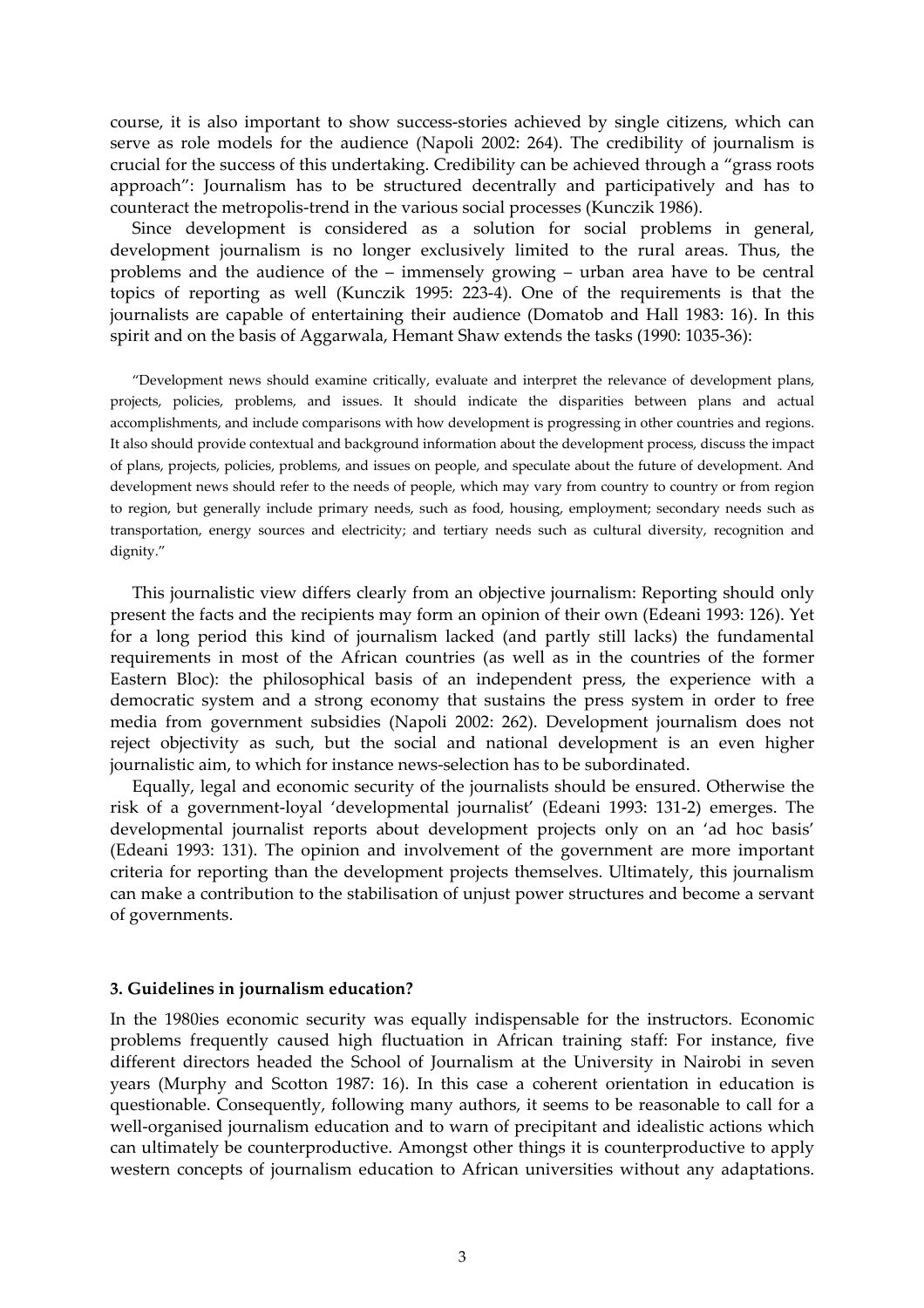course, it is also important to show success-stories achieved by single citizens, which can serve as role models for the audience (Napoli 2002: 264). The credibility of journalism is crucial for the success of this undertaking. Credibility can be achieved through a "grass roots approach": Journalism has to be structured decentrally and participatively and has to counteract the metropolis-trend in the various social processes (Kunczik 1986).

Since development is considered as a solution for social problems in general, development journalism is no longer exclusively limited to the rural areas. Thus, the problems and the audience of the – immensely growing – urban area have to be central topics of reporting as well (Kunczik 1995: 223-4). One of the requirements is that the journalists are capable of entertaining their audience (Domatob and Hall 1983: 16). In this spirit and on the basis of Aggarwala, Hemant Shaw extends the tasks (1990: 1035-36):

> "Development news should examine critically, evaluate and interpret the relevance of development plans, projects, policies, problems, and issues. It should indicate the disparities between plans and actual accomplishments, and include comparisons with how development is progressing in other countries and regions. It also should provide contextual and background information about the development process, discuss the impact of plans, projects, policies, problems, and issues on people, and speculate about the future of development. And development news should refer to the needs of people, which may vary from country to country or from region to region, but generally include primary needs, such as food, housing, employment; secondary needs such as transportation, energy sources and electricity; and tertiary needs such as cultural diversity, recognition and dignity."

This journalistic view differs clearly from an objective journalism: Reporting should only present the facts and the recipients may form an opinion of their own (Edeani 1993: 126). Yet for a long period this kind of journalism lacked (and partly still lacks) the fundamental requirements in most of the African countries (as well as in the countries of the former Eastern Bloc): the philosophical basis of an independent press, the experience with a democratic system and a strong economy that sustains the press system in order to free media from government subsidies (Napoli 2002: 262). Development journalism does not reject objectivity as such, but the social and national development is an even higher journalistic aim, to which for instance news-selection has to be subordinated.

Equally, legal and economic security of the journalists should be ensured. Otherwise the risk of a government-loyal 'developmental journalist' (Edeani 1993: 131-2) emerges. The developmental journalist reports about development projects only on an 'ad hoc basis' (Edeani 1993: 131). The opinion and involvement of the government are more important criteria for reporting than the development projects themselves. Ultimately, this journalism can make a contribution to the stabilisation of unjust power structures and become a servant of governments.

### 3. Guidelines in journalism education?

In the 1980ies economic security was equally indispensable for the instructors. Economic problems frequently caused high fluctuation in African training staff: For instance, five different directors headed the School of Journalism at the University in Nairobi in seven years (Murphy and Scotton 1987: 16). In this case a coherent orientation in education is questionable. Consequently, following many authors, it seems to be reasonable to call for a well-organised journalism education and to warn of precipitant and idealistic actions which can ultimately be counterproductive. Amongst other things it is counterproductive to apply western concepts of journalism education to African universities without any adaptations.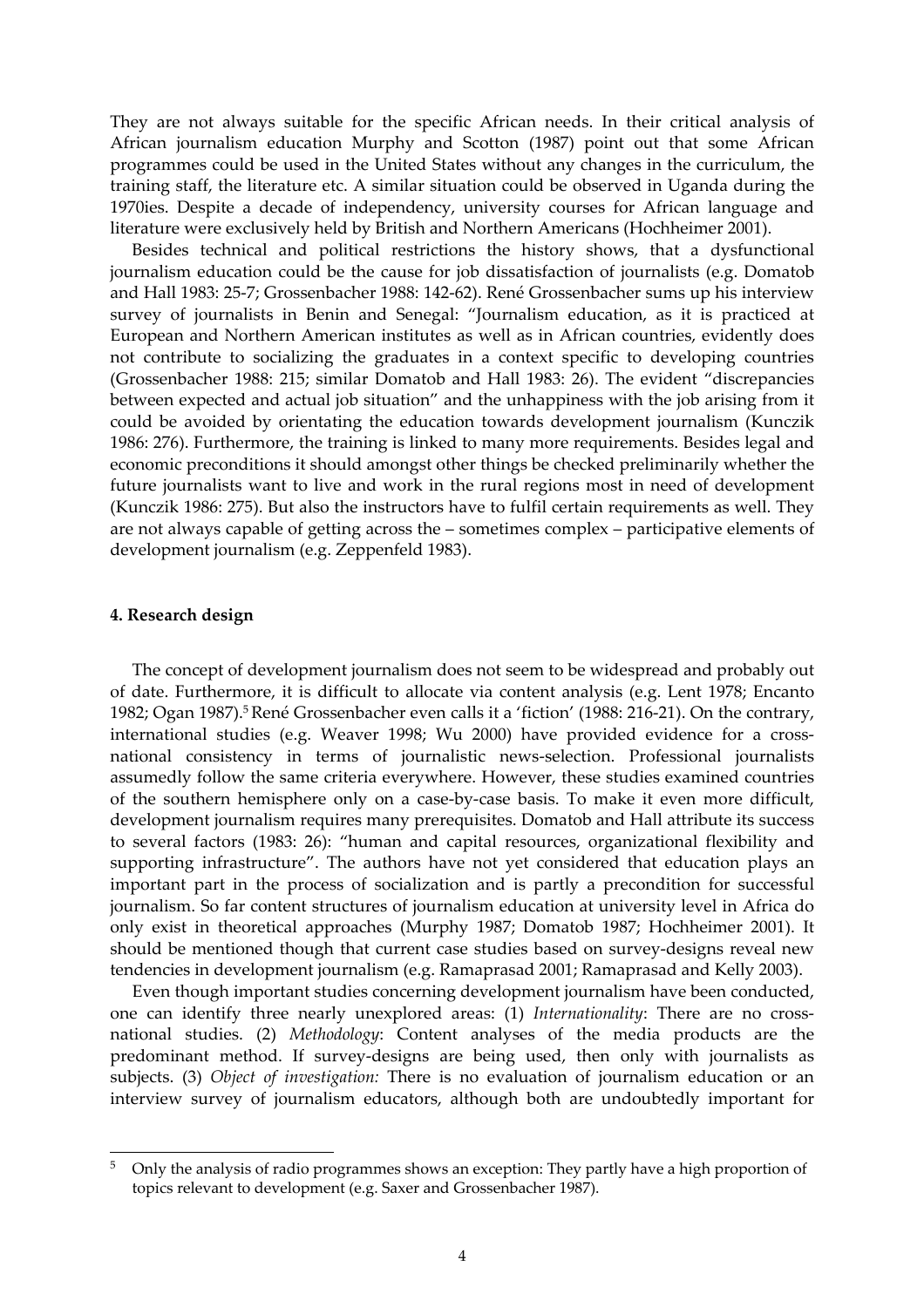They are not always suitable for the specific African needs. In their critical analysis of African journalism education Murphy and Scotton (1987) point out that some African programmes could be used in the United States without any changes in the curriculum, the training staff, the literature etc. A similar situation could be observed in Uganda during the 1970ies. Despite a decade of independency, university courses for African language and literature were exclusively held by British and Northern Americans (Hochheimer 2001).

Besides technical and political restrictions the history shows, that a dysfunctional journalism education could be the cause for job dissatisfaction of journalists (e.g. Domatob and Hall 1983: 25-7; Grossenbacher 1988: 142-62). René Grossenbacher sums up his interview survey of journalists in Benin and Senegal: "Journalism education, as it is practiced at European and Northern American institutes as well as in African countries, evidently does not contribute to socializing the graduates in a context specific to developing countries (Grossenbacher 1988: 215; similar Domatob and Hall 1983: 26). The evident "discrepancies between expected and actual job situation" and the unhappiness with the job arising from it could be avoided by orientating the education towards development journalism (Kunczik 1986: 276). Furthermore, the training is linked to many more requirements. Besides legal and economic preconditions it should amongst other things be checked preliminarily whether the future journalists want to live and work in the rural regions most in need of development (Kunczik 1986: 275). But also the instructors have to fulfil certain requirements as well. They are not always capable of getting across the – sometimes complex – participative elements of development journalism (e.g. Zeppenfeld 1983).

#### 4. Research design

The concept of development journalism does not seem to be widespread and probably out of date. Furthermore, it is difficult to allocate via content analysis (e.g. Lent 1978; Encanto 1982; Ogan 1987).[5] René Grossenbacher even calls it a 'fiction' (1988: 216-21). On the contrary, international studies (e.g. Weaver 1998; Wu 2000) have provided evidence for a cross-national consistency in terms of journalistic news-selection. Professional journalists assumedly follow the same criteria everywhere. However, these studies examined countries of the southern hemisphere only on a case-by-case basis. To make it even more difficult, development journalism requires many prerequisites. Domatob and Hall attribute its success to several factors (1983: 26): "human and capital resources, organizational flexibility and supporting infrastructure". The authors have not yet considered that education plays an important part in the process of socialization and is partly a precondition for successful journalism. So far content structures of journalism education at university level in Africa do only exist in theoretical approaches (Murphy 1987; Domatob 1987; Hochheimer 2001). It should be mentioned though that current case studies based on survey-designs reveal new tendencies in development journalism (e.g. Ramaprasad 2001; Ramaprasad and Kelly 2003).

Even though important studies concerning development journalism have been conducted, one can identify three nearly unexplored areas: (1) *Internationality*: There are no cross-national studies. (2) *Methodology*: Content analyses of the media products are the predominant method. If survey-designs are being used, then only with journalists as subjects. (3) *Object of investigation:* There is no evaluation of journalism education or an interview survey of journalism educators, although both are undoubtedly important for

---

[5] Only the analysis of radio programmes shows an exception: They partly have a high proportion of topics relevant to development (e.g. Saxer and Grossenbacher 1987).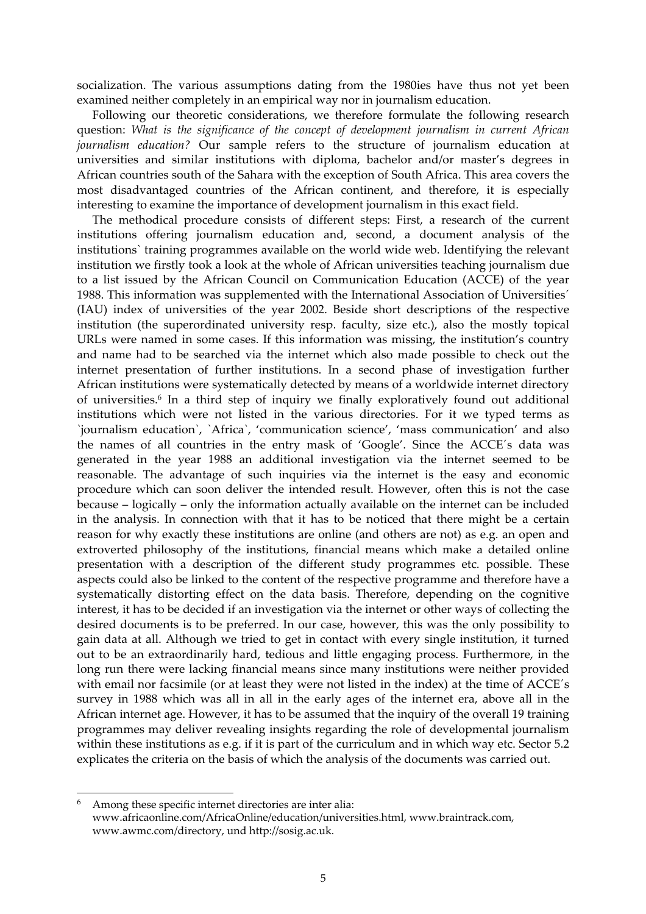socialization. The various assumptions dating from the 1980ies have thus not yet been examined neither completely in an empirical way nor in journalism education.

Following our theoretic considerations, we therefore formulate the following research question: *What is the significance of the concept of development journalism in current African journalism education?* Our sample refers to the structure of journalism education at universities and similar institutions with diploma, bachelor and/or master's degrees in African countries south of the Sahara with the exception of South Africa. This area covers the most disadvantaged countries of the African continent, and therefore, it is especially interesting to examine the importance of development journalism in this exact field.

The methodical procedure consists of different steps: First, a research of the current institutions offering journalism education and, second, a document analysis of the institutions` training programmes available on the world wide web. Identifying the relevant institution we firstly took a look at the whole of African universities teaching journalism due to a list issued by the African Council on Communication Education (ACCE) of the year 1988. This information was supplemented with the International Association of Universities´ (IAU) index of universities of the year 2002. Beside short descriptions of the respective institution (the superordinated university resp. faculty, size etc.), also the mostly topical URLs were named in some cases. If this information was missing, the institution's country and name had to be searched via the internet which also made possible to check out the internet presentation of further institutions. In a second phase of investigation further African institutions were systematically detected by means of a worldwide internet directory of universities.[6] In a third step of inquiry we finally exploratively found out additional institutions which were not listed in the various directories. For it we typed terms as `journalism education`, `Africa`, 'communication science', 'mass communication' and also the names of all countries in the entry mask of 'Google'. Since the ACCE´s data was generated in the year 1988 an additional investigation via the internet seemed to be reasonable. The advantage of such inquiries via the internet is the easy and economic procedure which can soon deliver the intended result. However, often this is not the case because – logically – only the information actually available on the internet can be included in the analysis. In connection with that it has to be noticed that there might be a certain reason for why exactly these institutions are online (and others are not) as e.g. an open and extroverted philosophy of the institutions, financial means which make a detailed online presentation with a description of the different study programmes etc. possible. These aspects could also be linked to the content of the respective programme and therefore have a systematically distorting effect on the data basis. Therefore, depending on the cognitive interest, it has to be decided if an investigation via the internet or other ways of collecting the desired documents is to be preferred. In our case, however, this was the only possibility to gain data at all. Although we tried to get in contact with every single institution, it turned out to be an extraordinarily hard, tedious and little engaging process. Furthermore, in the long run there were lacking financial means since many institutions were neither provided with email nor facsimile (or at least they were not listed in the index) at the time of ACCE´s survey in 1988 which was all in all in the early ages of the internet era, above all in the African internet age. However, it has to be assumed that the inquiry of the overall 19 training programmes may deliver revealing insights regarding the role of developmental journalism within these institutions as e.g. if it is part of the curriculum and in which way etc. Sector 5.2 explicates the criteria on the basis of which the analysis of the documents was carried out.

---

[6] Among these specific internet directories are inter alia: www.africaonline.com/AfricaOnline/education/universities.html, www.braintrack.com, www.awmc.com/directory, und http://sosig.ac.uk.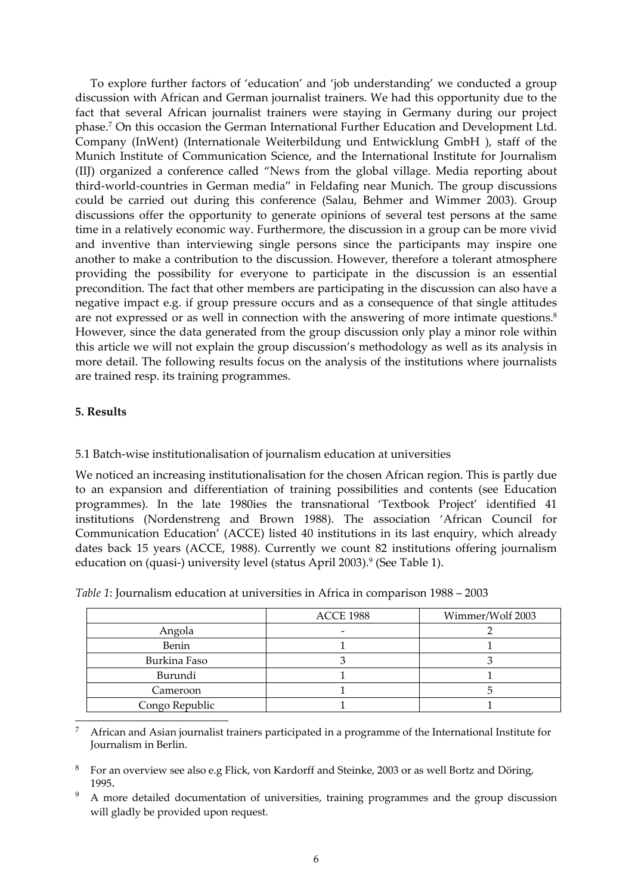To explore further factors of 'education' and 'job understanding' we conducted a group discussion with African and German journalist trainers. We had this opportunity due to the fact that several African journalist trainers were staying in Germany during our project phase.[7] On this occasion the German International Further Education and Development Ltd. Company (InWent) (Internationale Weiterbildung und Entwicklung GmbH ), staff of the Munich Institute of Communication Science, and the International Institute for Journalism (IIJ) organized a conference called "News from the global village. Media reporting about third-world-countries in German media" in Feldafing near Munich. The group discussions could be carried out during this conference (Salau, Behmer and Wimmer 2003). Group discussions offer the opportunity to generate opinions of several test persons at the same time in a relatively economic way. Furthermore, the discussion in a group can be more vivid and inventive than interviewing single persons since the participants may inspire one another to make a contribution to the discussion. However, therefore a tolerant atmosphere providing the possibility for everyone to participate in the discussion is an essential precondition. The fact that other members are participating in the discussion can also have a negative impact e.g. if group pressure occurs and as a consequence of that single attitudes are not expressed or as well in connection with the answering of more intimate questions.[8] However, since the data generated from the group discussion only play a minor role within this article we will not explain the group discussion's methodology as well as its analysis in more detail. The following results focus on the analysis of the institutions where journalists are trained resp. its training programmes.

## 5. Results

### 5.1 Batch-wise institutionalisation of journalism education at universities

We noticed an increasing institutionalisation for the chosen African region. This is partly due to an expansion and differentiation of training possibilities and contents (see Education programmes). In the late 1980ies the transnational 'Textbook Project' identified 41 institutions (Nordenstreng and Brown 1988). The association 'African Council for Communication Education' (ACCE) listed 40 institutions in its last enquiry, which already dates back 15 years (ACCE, 1988). Currently we count 82 institutions offering journalism education on (quasi-) university level (status April 2003).[9] (See Table 1).

*Table 1*: Journalism education at universities in Africa in comparison 1988 – 2003

| | ACCE 1988 | Wimmer/Wolf 2003 |
|---|---|---|
| Angola | - | 2 |
| Benin | 1 | 1 |
| Burkina Faso | 3 | 3 |
| Burundi | 1 | 1 |
| Cameroon | 1 | 5 |
| Congo Republic | 1 | 1 |

[7] African and Asian journalist trainers participated in a programme of the International Institute for Journalism in Berlin.

[8] For an overview see also e.g Flick, von Kardorff and Steinke, 2003 or as well Bortz and Döring, 1995.

[9] A more detailed documentation of universities, training programmes and the group discussion will gladly be provided upon request.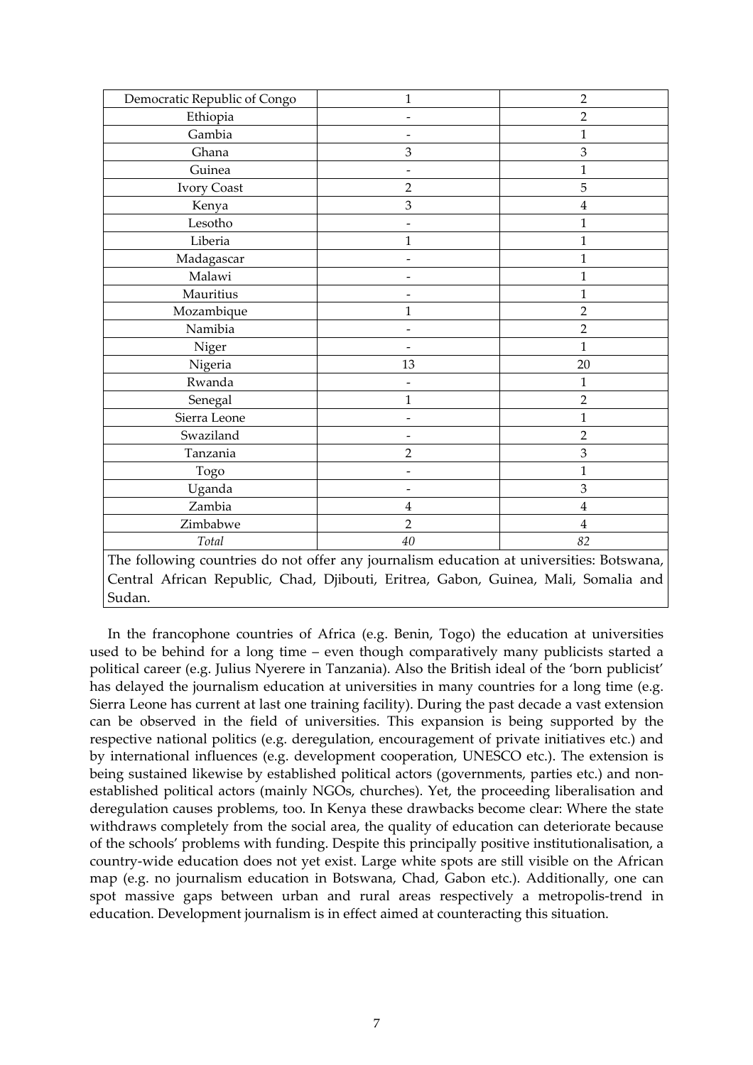| | | |
|---|---|---|
| Democratic Republic of Congo | 1 | 2 |
| Ethiopia | - | 2 |
| Gambia | - | 1 |
| Ghana | 3 | 3 |
| Guinea | - | 1 |
| Ivory Coast | 2 | 5 |
| Kenya | 3 | 4 |
| Lesotho | - | 1 |
| Liberia | 1 | 1 |
| Madagascar | - | 1 |
| Malawi | - | 1 |
| Mauritius | - | 1 |
| Mozambique | 1 | 2 |
| Namibia | - | 2 |
| Niger | - | 1 |
| Nigeria | 13 | 20 |
| Rwanda | - | 1 |
| Senegal | 1 | 2 |
| Sierra Leone | - | 1 |
| Swaziland | - | 2 |
| Tanzania | 2 | 3 |
| Togo | - | 1 |
| Uganda | - | 3 |
| Zambia | 4 | 4 |
| Zimbabwe | 2 | 4 |
| *Total* | *40* | *82* |
| The following countries do not offer any journalism education at universities: Botswana, Central African Republic, Chad, Djibouti, Eritrea, Gabon, Guinea, Mali, Somalia and Sudan. | | |

In the francophone countries of Africa (e.g. Benin, Togo) the education at universities used to be behind for a long time – even though comparatively many publicists started a political career (e.g. Julius Nyerere in Tanzania). Also the British ideal of the 'born publicist' has delayed the journalism education at universities in many countries for a long time (e.g. Sierra Leone has current at last one training facility). During the past decade a vast extension can be observed in the field of universities. This expansion is being supported by the respective national politics (e.g. deregulation, encouragement of private initiatives etc.) and by international influences (e.g. development cooperation, UNESCO etc.). The extension is being sustained likewise by established political actors (governments, parties etc.) and non-established political actors (mainly NGOs, churches). Yet, the proceeding liberalisation and deregulation causes problems, too. In Kenya these drawbacks become clear: Where the state withdraws completely from the social area, the quality of education can deteriorate because of the schools' problems with funding. Despite this principally positive institutionalisation, a country-wide education does not yet exist. Large white spots are still visible on the African map (e.g. no journalism education in Botswana, Chad, Gabon etc.). Additionally, one can spot massive gaps between urban and rural areas respectively a metropolis-trend in education. Development journalism is in effect aimed at counteracting this situation.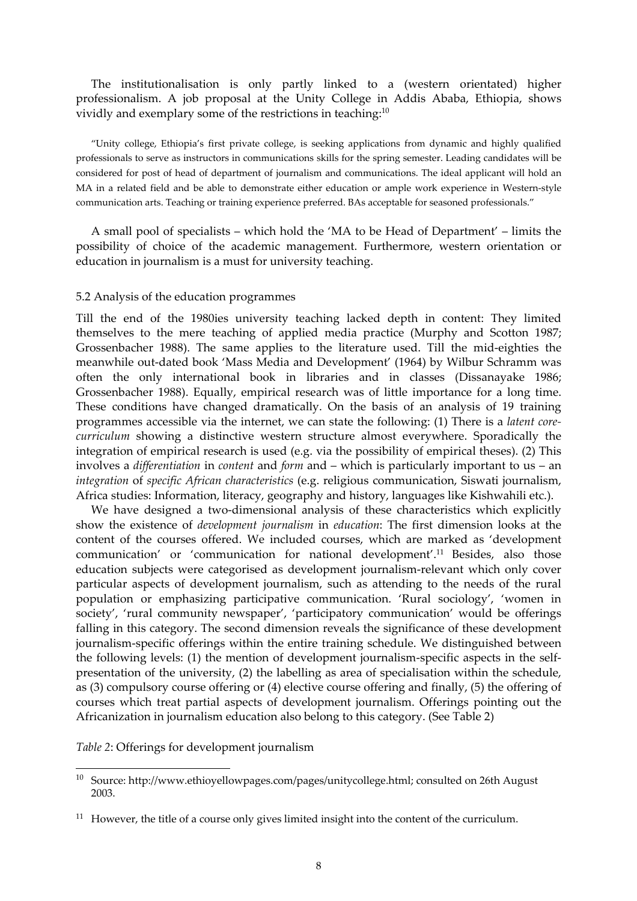The institutionalisation is only partly linked to a (western orientated) higher professionalism. A job proposal at the Unity College in Addis Ababa, Ethiopia, shows vividly and exemplary some of the restrictions in teaching:[10]

> "Unity college, Ethiopia's first private college, is seeking applications from dynamic and highly qualified professionals to serve as instructors in communications skills for the spring semester. Leading candidates will be considered for post of head of department of journalism and communications. The ideal applicant will hold an MA in a related field and be able to demonstrate either education or ample work experience in Western-style communication arts. Teaching or training experience preferred. BAs acceptable for seasoned professionals."

A small pool of specialists – which hold the 'MA to be Head of Department' – limits the possibility of choice of the academic management. Furthermore, western orientation or education in journalism is a must for university teaching.

### 5.2 Analysis of the education programmes

Till the end of the 1980ies university teaching lacked depth in content: They limited themselves to the mere teaching of applied media practice (Murphy and Scotton 1987; Grossenbacher 1988). The same applies to the literature used. Till the mid-eighties the meanwhile out-dated book 'Mass Media and Development' (1964) by Wilbur Schramm was often the only international book in libraries and in classes (Dissanayake 1986; Grossenbacher 1988). Equally, empirical research was of little importance for a long time. These conditions have changed dramatically. On the basis of an analysis of 19 training programmes accessible via the internet, we can state the following: (1) There is a *latent core-curriculum* showing a distinctive western structure almost everywhere. Sporadically the integration of empirical research is used (e.g. via the possibility of empirical theses). (2) This involves a *differentiation* in *content* and *form* and – which is particularly important to us – an *integration* of *specific African characteristics* (e.g. religious communication, Siswati journalism, Africa studies: Information, literacy, geography and history, languages like Kishwahili etc.).

We have designed a two-dimensional analysis of these characteristics which explicitly show the existence of *development journalism* in *education*: The first dimension looks at the content of the courses offered. We included courses, which are marked as 'development communication' or 'communication for national development'.[11] Besides, also those education subjects were categorised as development journalism-relevant which only cover particular aspects of development journalism, such as attending to the needs of the rural population or emphasizing participative communication. 'Rural sociology', 'women in society', 'rural community newspaper', 'participatory communication' would be offerings falling in this category. The second dimension reveals the significance of these development journalism-specific offerings within the entire training schedule. We distinguished between the following levels: (1) the mention of development journalism-specific aspects in the self-presentation of the university, (2) the labelling as area of specialisation within the schedule, as (3) compulsory course offering or (4) elective course offering and finally, (5) the offering of courses which treat partial aspects of development journalism. Offerings pointing out the Africanization in journalism education also belong to this category. (See Table 2)

*Table 2*: Offerings for development journalism

---

[10] Source: http://www.ethioyellowpages.com/pages/unitycollege.html; consulted on 26th August 2003.

[11] However, the title of a course only gives limited insight into the content of the curriculum.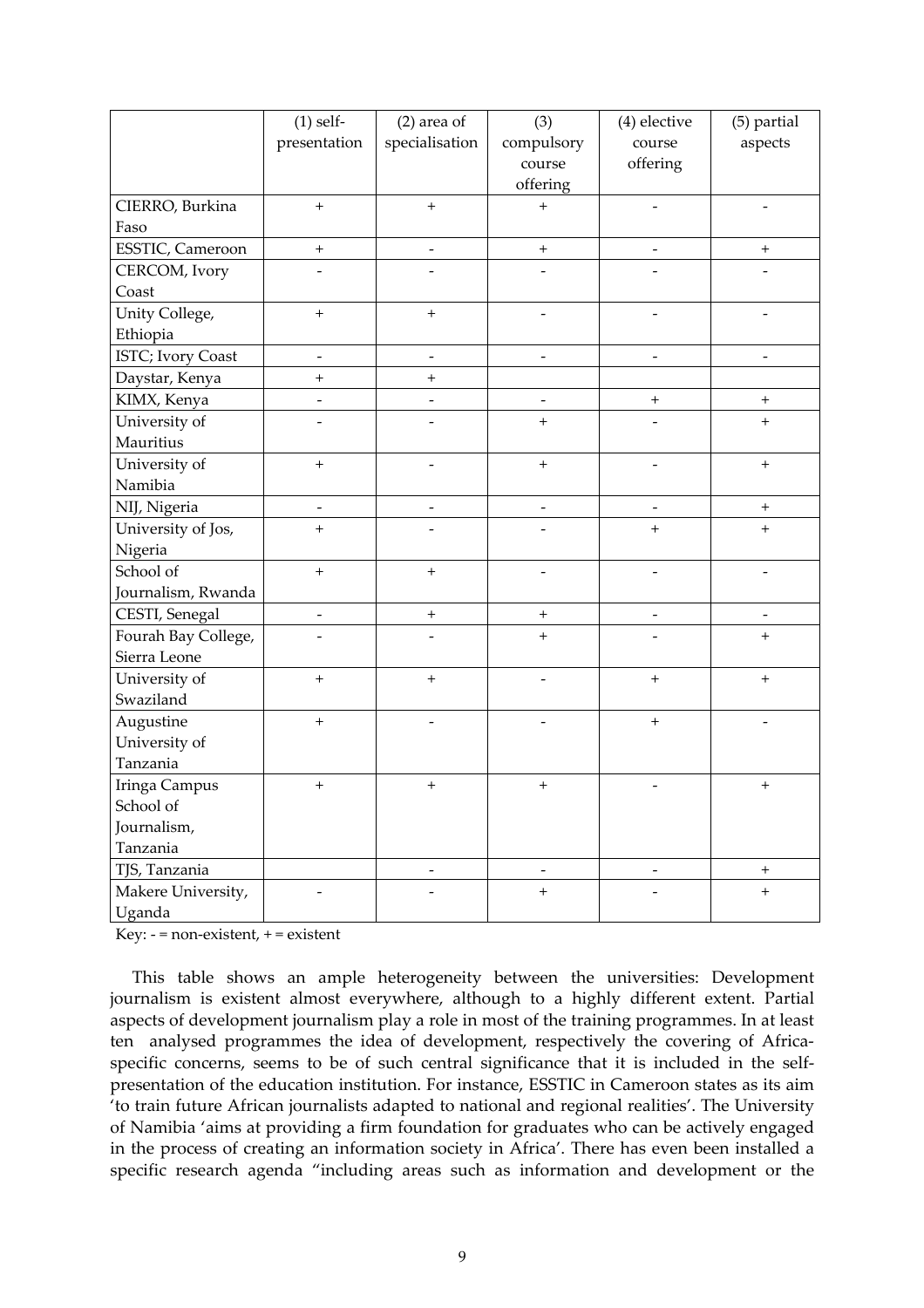| | (1) self-presentation | (2) area of specialisation | (3) compulsory course offering | (4) elective course offering | (5) partial aspects |
|---|---|---|---|---|---|
| CIERRO, Burkina Faso | + | + | + | - | - |
| ESSTIC, Cameroon | + | - | + | - | + |
| CERCOM, Ivory Coast | - | - | - | - | - |
| Unity College, Ethiopia | + | + | - | - | - |
| ISTC; Ivory Coast | - | - | - | - | - |
| Daystar, Kenya | + | + | | | |
| KIMX, Kenya | - | - | - | + | + |
| University of Mauritius | - | - | + | - | + |
| University of Namibia | + | - | + | - | + |
| NIJ, Nigeria | - | - | - | - | + |
| University of Jos, Nigeria | + | - | - | + | + |
| School of Journalism, Rwanda | + | + | - | - | - |
| CESTI, Senegal | - | + | + | - | - |
| Fourah Bay College, Sierra Leone | - | - | + | - | + |
| University of Swaziland | + | + | - | + | + |
| Augustine University of Tanzania | + | - | - | + | - |
| Iringa Campus School of Journalism, Tanzania | + | + | + | - | + |
| TJS, Tanzania | | - | - | - | + |
| Makere University, Uganda | - | - | + | - | + |

Key: - = non-existent, + = existent

This table shows an ample heterogeneity between the universities: Development journalism is existent almost everywhere, although to a highly different extent. Partial aspects of development journalism play a role in most of the training programmes. In at least ten analysed programmes the idea of development, respectively the covering of Africa-specific concerns, seems to be of such central significance that it is included in the self-presentation of the education institution. For instance, ESSTIC in Cameroon states as its aim 'to train future African journalists adapted to national and regional realities'. The University of Namibia 'aims at providing a firm foundation for graduates who can be actively engaged in the process of creating an information society in Africa'. There has even been installed a specific research agenda "including areas such as information and development or the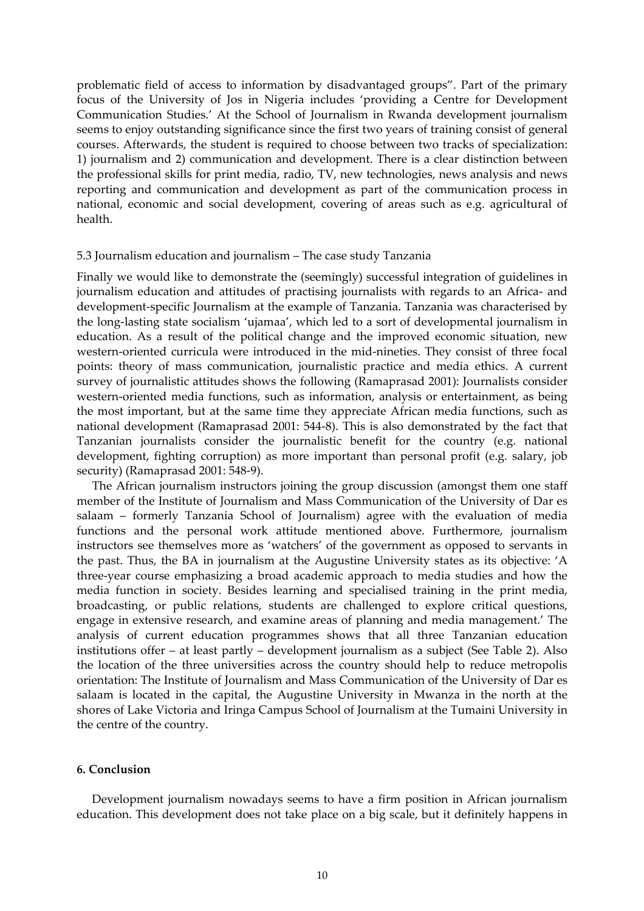problematic field of access to information by disadvantaged groups". Part of the primary focus of the University of Jos in Nigeria includes 'providing a Centre for Development Communication Studies.' At the School of Journalism in Rwanda development journalism seems to enjoy outstanding significance since the first two years of training consist of general courses. Afterwards, the student is required to choose between two tracks of specialization: 1) journalism and 2) communication and development. There is a clear distinction between the professional skills for print media, radio, TV, new technologies, news analysis and news reporting and communication and development as part of the communication process in national, economic and social development, covering of areas such as e.g. agricultural of health.

### 5.3 Journalism education and journalism – The case study Tanzania

Finally we would like to demonstrate the (seemingly) successful integration of guidelines in journalism education and attitudes of practising journalists with regards to an Africa- and development-specific Journalism at the example of Tanzania. Tanzania was characterised by the long-lasting state socialism 'ujamaa', which led to a sort of developmental journalism in education. As a result of the political change and the improved economic situation, new western-oriented curricula were introduced in the mid-nineties. They consist of three focal points: theory of mass communication, journalistic practice and media ethics. A current survey of journalistic attitudes shows the following (Ramaprasad 2001): Journalists consider western-oriented media functions, such as information, analysis or entertainment, as being the most important, but at the same time they appreciate African media functions, such as national development (Ramaprasad 2001: 544-8). This is also demonstrated by the fact that Tanzanian journalists consider the journalistic benefit for the country (e.g. national development, fighting corruption) as more important than personal profit (e.g. salary, job security) (Ramaprasad 2001: 548-9).

The African journalism instructors joining the group discussion (amongst them one staff member of the Institute of Journalism and Mass Communication of the University of Dar es salaam – formerly Tanzania School of Journalism) agree with the evaluation of media functions and the personal work attitude mentioned above. Furthermore, journalism instructors see themselves more as 'watchers' of the government as opposed to servants in the past. Thus, the BA in journalism at the Augustine University states as its objective: 'A three-year course emphasizing a broad academic approach to media studies and how the media function in society. Besides learning and specialised training in the print media, broadcasting, or public relations, students are challenged to explore critical questions, engage in extensive research, and examine areas of planning and media management.' The analysis of current education programmes shows that all three Tanzanian education institutions offer – at least partly – development journalism as a subject (See Table 2). Also the location of the three universities across the country should help to reduce metropolis orientation: The Institute of Journalism and Mass Communication of the University of Dar es salaam is located in the capital, the Augustine University in Mwanza in the north at the shores of Lake Victoria and Iringa Campus School of Journalism at the Tumaini University in the centre of the country.

## 6. Conclusion

Development journalism nowadays seems to have a firm position in African journalism education. This development does not take place on a big scale, but it definitely happens in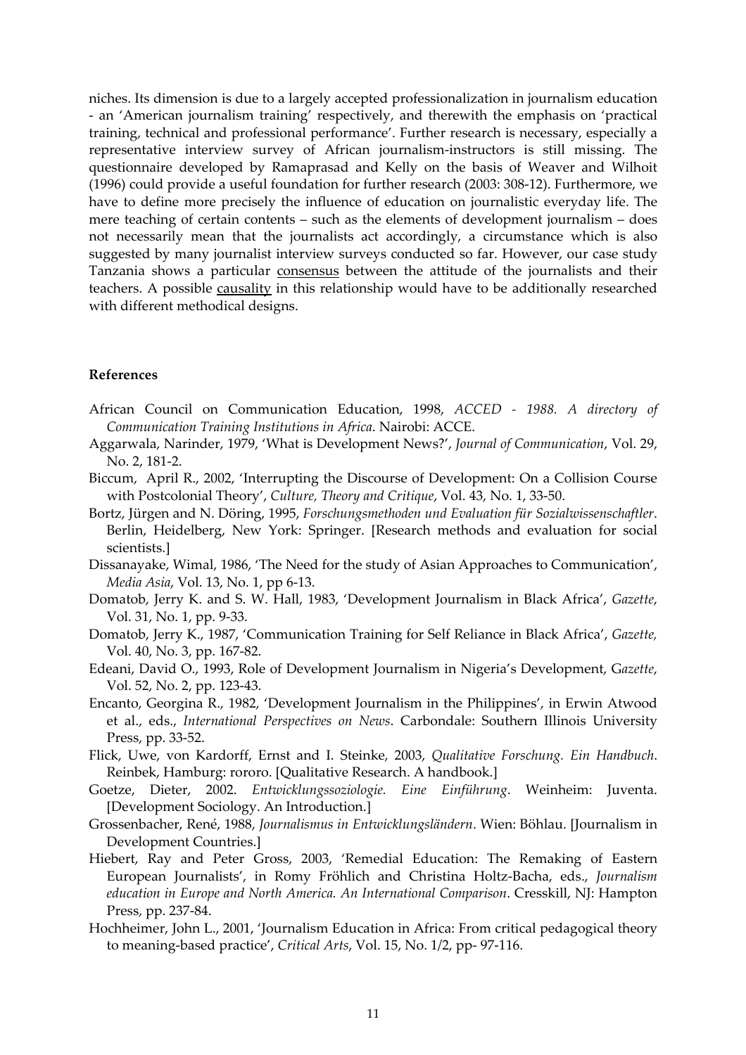niches. Its dimension is due to a largely accepted professionalization in journalism education - an 'American journalism training' respectively, and therewith the emphasis on 'practical training, technical and professional performance'. Further research is necessary, especially a representative interview survey of African journalism-instructors is still missing. The questionnaire developed by Ramaprasad and Kelly on the basis of Weaver and Wilhoit (1996) could provide a useful foundation for further research (2003: 308-12). Furthermore, we have to define more precisely the influence of education on journalistic everyday life. The mere teaching of certain contents – such as the elements of development journalism – does not necessarily mean that the journalists act accordingly, a circumstance which is also suggested by many journalist interview surveys conducted so far. However, our case study Tanzania shows a particular <u>consensus</u> between the attitude of the journalists and their teachers. A possible <u>causality</u> in this relationship would have to be additionally researched with different methodical designs.

**References**

African Council on Communication Education, 1998, *ACCED - 1988. A directory of Communication Training Institutions in Africa*. Nairobi: ACCE.

Aggarwala, Narinder, 1979, 'What is Development News?', *Journal of Communication*, Vol. 29, No. 2, 181-2.

Biccum, April R., 2002, 'Interrupting the Discourse of Development: On a Collision Course with Postcolonial Theory', *Culture, Theory and Critique*, Vol. 43, No. 1, 33-50.

Bortz, Jürgen and N. Döring, 1995, *Forschungsmethoden und Evaluation für Sozialwissenschaftler*. Berlin, Heidelberg, New York: Springer. [Research methods and evaluation for social scientists.]

Dissanayake, Wimal, 1986, 'The Need for the study of Asian Approaches to Communication', *Media Asia*, Vol. 13, No. 1, pp 6-13.

Domatob, Jerry K. and S. W. Hall, 1983, 'Development Journalism in Black Africa', *Gazette*, Vol. 31, No. 1, pp. 9-33.

Domatob, Jerry K., 1987, 'Communication Training for Self Reliance in Black Africa', *Gazette*, Vol. 40, No. 3, pp. 167-82.

Edeani, David O., 1993, Role of Development Journalism in Nigeria's Development, G*azette*, Vol. 52, No. 2, pp. 123-43.

Encanto, Georgina R., 1982, 'Development Journalism in the Philippines', in Erwin Atwood et al., eds., *International Perspectives on News*. Carbondale: Southern Illinois University Press, pp. 33-52.

Flick, Uwe, von Kardorff, Ernst and I. Steinke, 2003, *Qualitative Forschung. Ein Handbuch*. Reinbek, Hamburg: rororo. [Qualitative Research. A handbook.]

Goetze, Dieter, 2002. *Entwicklungssoziologie. Eine Einführung*. Weinheim: Juventa. [Development Sociology. An Introduction.]

Grossenbacher, René, 1988, *Journalismus in Entwicklungsländern*. Wien: Böhlau. [Journalism in Development Countries.]

Hiebert, Ray and Peter Gross, 2003, 'Remedial Education: The Remaking of Eastern European Journalists', in Romy Fröhlich and Christina Holtz-Bacha, eds., *Journalism education in Europe and North America. An International Comparison*. Cresskill, NJ: Hampton Press, pp. 237-84.

Hochheimer, John L., 2001, 'Journalism Education in Africa: From critical pedagogical theory to meaning-based practice', *Critical Arts*, Vol. 15, No. 1/2, pp- 97-116.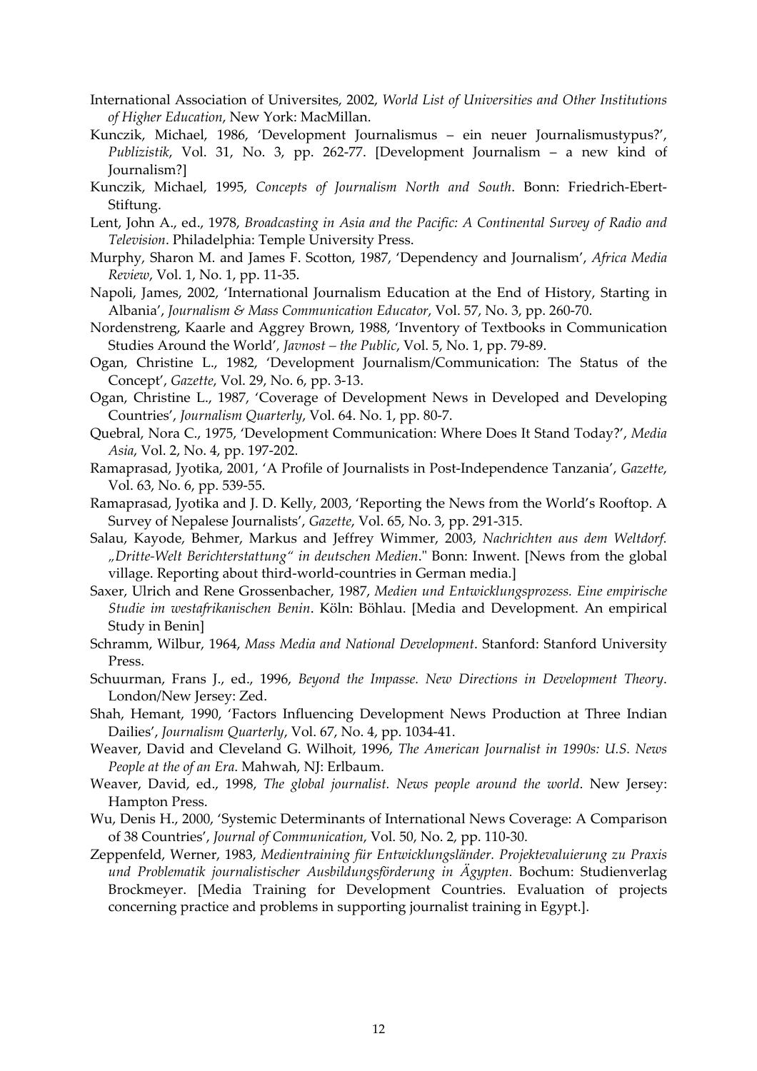International Association of Universites, 2002, *World List of Universities and Other Institutions of Higher Education*, New York: MacMillan.

Kunczik, Michael, 1986, 'Development Journalismus – ein neuer Journalismustypus?', *Publizistik*, Vol. 31, No. 3, pp. 262-77. [Development Journalism – a new kind of Journalism?]

Kunczik, Michael, 1995, *Concepts of Journalism North and South*. Bonn: Friedrich-Ebert-Stiftung.

Lent, John A., ed., 1978, *Broadcasting in Asia and the Pacific: A Continental Survey of Radio and Television*. Philadelphia: Temple University Press.

Murphy, Sharon M. and James F. Scotton, 1987, 'Dependency and Journalism', *Africa Media Review*, Vol. 1, No. 1, pp. 11-35.

Napoli, James, 2002, 'International Journalism Education at the End of History, Starting in Albania', *Journalism & Mass Communication Educator*, Vol. 57, No. 3, pp. 260-70.

Nordenstreng, Kaarle and Aggrey Brown, 1988, 'Inventory of Textbooks in Communication Studies Around the World', *Javnost – the Public*, Vol. 5, No. 1, pp. 79-89.

Ogan, Christine L., 1982, 'Development Journalism/Communication: The Status of the Concept', *Gazette*, Vol. 29, No. 6, pp. 3-13.

Ogan, Christine L., 1987, 'Coverage of Development News in Developed and Developing Countries', *Journalism Quarterly*, Vol. 64. No. 1, pp. 80-7.

Quebral, Nora C., 1975, 'Development Communication: Where Does It Stand Today?', *Media Asia*, Vol. 2, No. 4, pp. 197-202.

Ramaprasad, Jyotika, 2001, 'A Profile of Journalists in Post-Independence Tanzania', *Gazette*, Vol. 63, No. 6, pp. 539-55.

Ramaprasad, Jyotika and J. D. Kelly, 2003, 'Reporting the News from the World's Rooftop. A Survey of Nepalese Journalists', *Gazette*, Vol. 65, No. 3, pp. 291-315.

Salau, Kayode, Behmer, Markus and Jeffrey Wimmer, 2003, *Nachrichten aus dem Weltdorf. „Dritte-Welt Berichterstattung" in deutschen Medien*." Bonn: Inwent. [News from the global village. Reporting about third-world-countries in German media.]

Saxer, Ulrich and Rene Grossenbacher, 1987, *Medien und Entwicklungsprozess. Eine empirische Studie im westafrikanischen Benin*. Köln: Böhlau. [Media and Development. An empirical Study in Benin]

Schramm, Wilbur, 1964, *Mass Media and National Development*. Stanford: Stanford University Press.

Schuurman, Frans J., ed., 1996, *Beyond the Impasse. New Directions in Development Theory*. London/New Jersey: Zed.

Shah, Hemant, 1990, 'Factors Influencing Development News Production at Three Indian Dailies', *Journalism Quarterly*, Vol. 67, No. 4, pp. 1034-41.

Weaver, David and Cleveland G. Wilhoit, 1996, *The American Journalist in 1990s: U.S. News People at the of an Era*. Mahwah, NJ: Erlbaum.

Weaver, David, ed., 1998, *The global journalist. News people around the world*. New Jersey: Hampton Press.

Wu, Denis H., 2000, 'Systemic Determinants of International News Coverage: A Comparison of 38 Countries', *Journal of Communication*, Vol. 50, No. 2, pp. 110-30.

Zeppenfeld, Werner, 1983, *Medientraining für Entwicklungsländer. Projektevaluierung zu Praxis und Problematik journalistischer Ausbildungsförderung in Ägypten.* Bochum: Studienverlag Brockmeyer. [Media Training for Development Countries. Evaluation of projects concerning practice and problems in supporting journalist training in Egypt.].